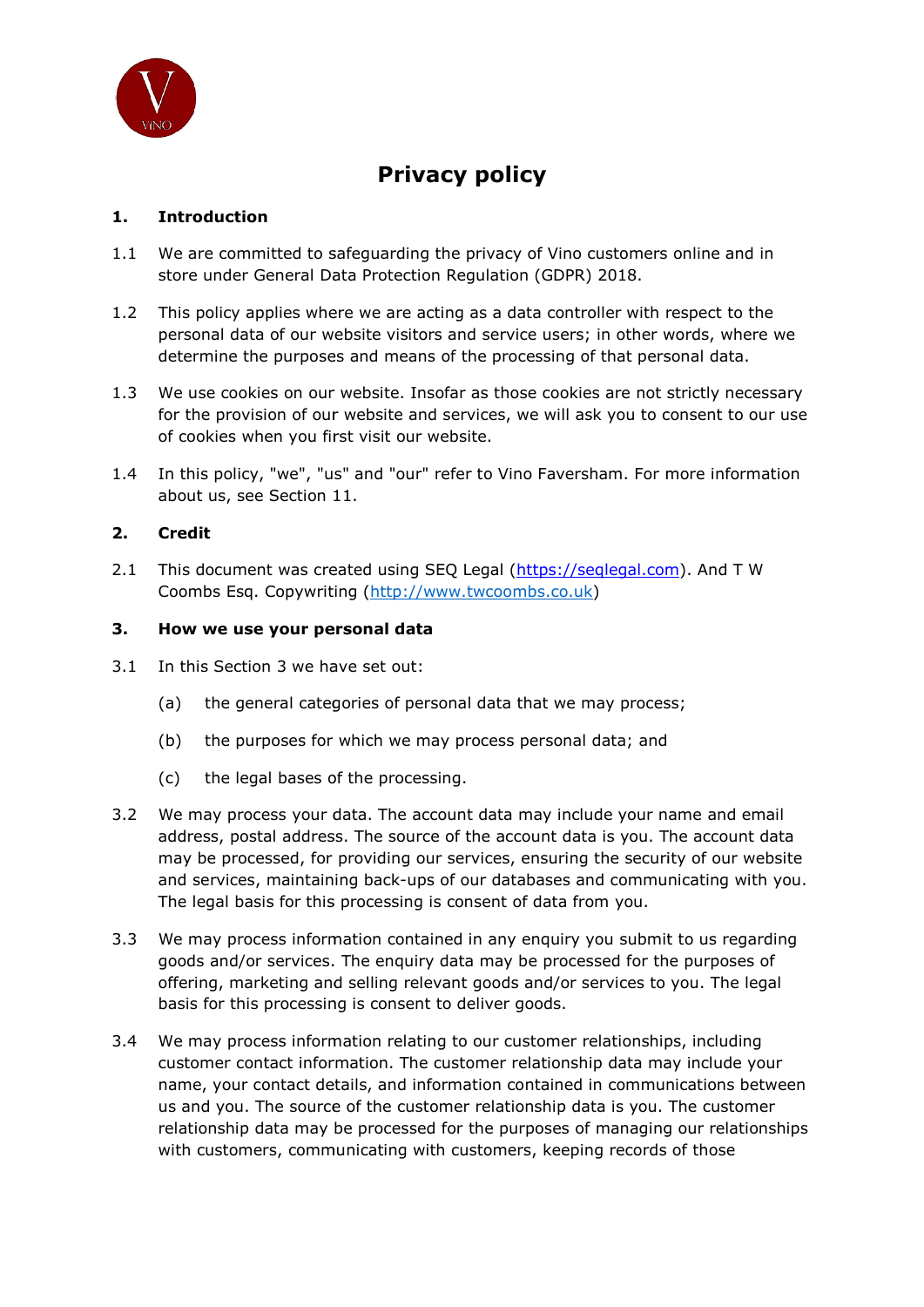# Privacy policy

## 1. Introduction

1.1 We are committed to safeguarding the privacy of Vino customers online and in store under General Data Protection Regulation (GDPR) 2018.

1.2 This policy applies where we are acting as a data controller with respect to the personal data of our website visitors and service users; in other words, where we determine the purposes and means of the processing of that personal data.

1.3 We use cookies on our website. Insofar as those cookies are not strictly necessary for the provision of our website and services, we will ask you to consent to our use of cookies when you first visit our website.

1.4 In this policy, "we", "us" and "our" refer to Vino Faversham. For more information about us, see Section 11.

## 2. Credit

2.1 This document was created using SEQ Legal ([https://seqlegal.com](https://seqlegal.com)). And T W Coombs Esq. Copywriting ([http://www.twcoombs.co.uk](http://www.twcoombs.co.uk))

## 3. How we use your personal data

3.1 In this Section 3 we have set out:

- (a) the general categories of personal data that we may process;
- (b) the purposes for which we may process personal data; and
- (c) the legal bases of the processing.

3.2 We may process your data. The account data may include your name and email address, postal address. The source of the account data is you. The account data may be processed, for providing our services, ensuring the security of our website and services, maintaining back-ups of our databases and communicating with you. The legal basis for this processing is consent of data from you.

3.3 We may process information contained in any enquiry you submit to us regarding goods and/or services. The enquiry data may be processed for the purposes of offering, marketing and selling relevant goods and/or services to you. The legal basis for this processing is consent to deliver goods.

3.4 We may process information relating to our customer relationships, including customer contact information. The customer relationship data may include your name, your contact details, and information contained in communications between us and you. The source of the customer relationship data is you. The customer relationship data may be processed for the purposes of managing our relationships with customers, communicating with customers, keeping records of those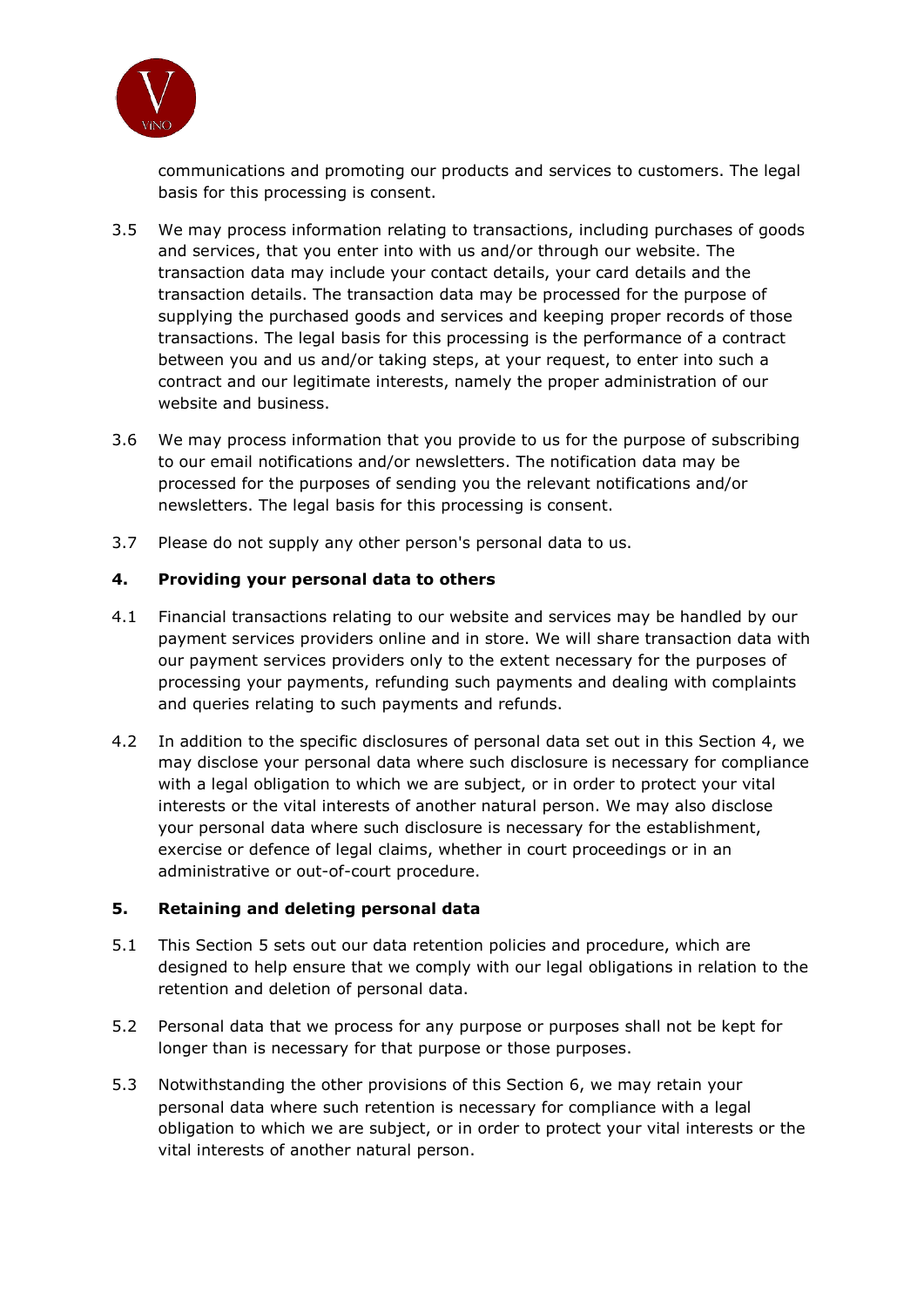communications and promoting our products and services to customers. The legal basis for this processing is consent.

3.5 We may process information relating to transactions, including purchases of goods and services, that you enter into with us and/or through our website. The transaction data may include your contact details, your card details and the transaction details. The transaction data may be processed for the purpose of supplying the purchased goods and services and keeping proper records of those transactions. The legal basis for this processing is the performance of a contract between you and us and/or taking steps, at your request, to enter into such a contract and our legitimate interests, namely the proper administration of our website and business.

3.6 We may process information that you provide to us for the purpose of subscribing to our email notifications and/or newsletters. The notification data may be processed for the purposes of sending you the relevant notifications and/or newsletters. The legal basis for this processing is consent.

3.7 Please do not supply any other person's personal data to us.

## 4. Providing your personal data to others

4.1 Financial transactions relating to our website and services may be handled by our payment services providers online and in store. We will share transaction data with our payment services providers only to the extent necessary for the purposes of processing your payments, refunding such payments and dealing with complaints and queries relating to such payments and refunds.

4.2 In addition to the specific disclosures of personal data set out in this Section 4, we may disclose your personal data where such disclosure is necessary for compliance with a legal obligation to which we are subject, or in order to protect your vital interests or the vital interests of another natural person. We may also disclose your personal data where such disclosure is necessary for the establishment, exercise or defence of legal claims, whether in court proceedings or in an administrative or out-of-court procedure.

## 5. Retaining and deleting personal data

5.1 This Section 5 sets out our data retention policies and procedure, which are designed to help ensure that we comply with our legal obligations in relation to the retention and deletion of personal data.

5.2 Personal data that we process for any purpose or purposes shall not be kept for longer than is necessary for that purpose or those purposes.

5.3 Notwithstanding the other provisions of this Section 6, we may retain your personal data where such retention is necessary for compliance with a legal obligation to which we are subject, or in order to protect your vital interests or the vital interests of another natural person.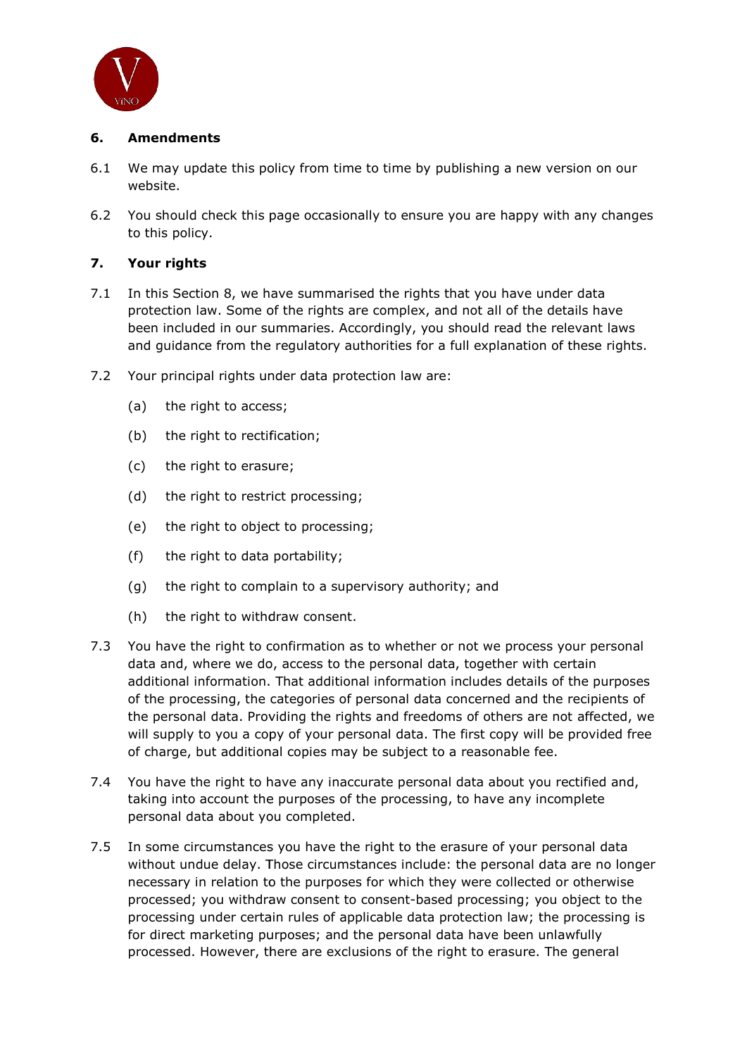## 6. Amendments

6.1 We may update this policy from time to time by publishing a new version on our website.

6.2 You should check this page occasionally to ensure you are happy with any changes to this policy.

## 7. Your rights

7.1 In this Section 8, we have summarised the rights that you have under data protection law. Some of the rights are complex, and not all of the details have been included in our summaries. Accordingly, you should read the relevant laws and guidance from the regulatory authorities for a full explanation of these rights.

7.2 Your principal rights under data protection law are:

- (a) the right to access;
- (b) the right to rectification;
- (c) the right to erasure;
- (d) the right to restrict processing;
- (e) the right to object to processing;
- (f) the right to data portability;
- (g) the right to complain to a supervisory authority; and
- (h) the right to withdraw consent.

7.3 You have the right to confirmation as to whether or not we process your personal data and, where we do, access to the personal data, together with certain additional information. That additional information includes details of the purposes of the processing, the categories of personal data concerned and the recipients of the personal data. Providing the rights and freedoms of others are not affected, we will supply to you a copy of your personal data. The first copy will be provided free of charge, but additional copies may be subject to a reasonable fee.

7.4 You have the right to have any inaccurate personal data about you rectified and, taking into account the purposes of the processing, to have any incomplete personal data about you completed.

7.5 In some circumstances you have the right to the erasure of your personal data without undue delay. Those circumstances include: the personal data are no longer necessary in relation to the purposes for which they were collected or otherwise processed; you withdraw consent to consent-based processing; you object to the processing under certain rules of applicable data protection law; the processing is for direct marketing purposes; and the personal data have been unlawfully processed. However, there are exclusions of the right to erasure. The general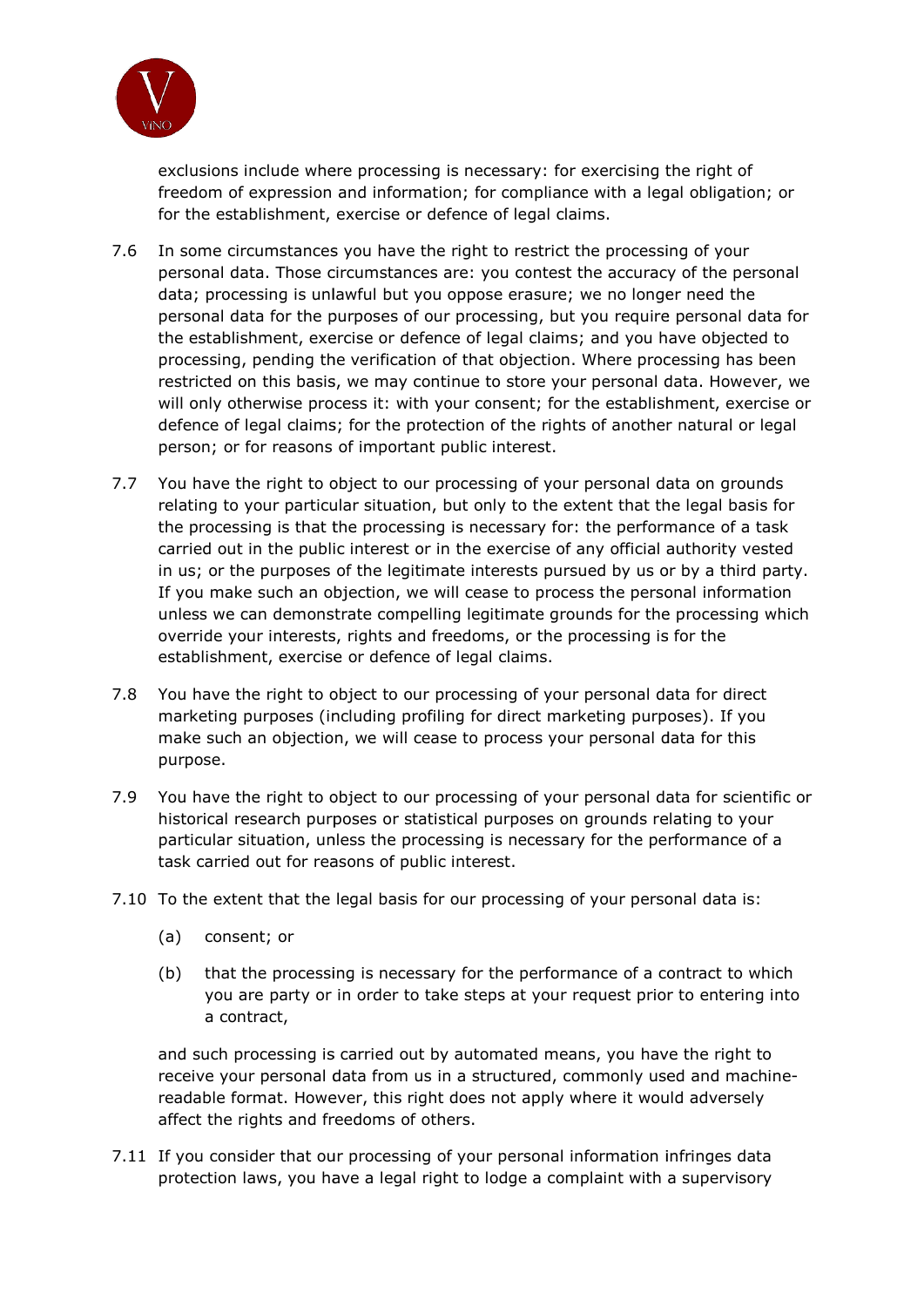exclusions include where processing is necessary: for exercising the right of freedom of expression and information; for compliance with a legal obligation; or for the establishment, exercise or defence of legal claims.

7.6 In some circumstances you have the right to restrict the processing of your personal data. Those circumstances are: you contest the accuracy of the personal data; processing is unlawful but you oppose erasure; we no longer need the personal data for the purposes of our processing, but you require personal data for the establishment, exercise or defence of legal claims; and you have objected to processing, pending the verification of that objection. Where processing has been restricted on this basis, we may continue to store your personal data. However, we will only otherwise process it: with your consent; for the establishment, exercise or defence of legal claims; for the protection of the rights of another natural or legal person; or for reasons of important public interest.

7.7 You have the right to object to our processing of your personal data on grounds relating to your particular situation, but only to the extent that the legal basis for the processing is that the processing is necessary for: the performance of a task carried out in the public interest or in the exercise of any official authority vested in us; or the purposes of the legitimate interests pursued by us or by a third party. If you make such an objection, we will cease to process the personal information unless we can demonstrate compelling legitimate grounds for the processing which override your interests, rights and freedoms, or the processing is for the establishment, exercise or defence of legal claims.

7.8 You have the right to object to our processing of your personal data for direct marketing purposes (including profiling for direct marketing purposes). If you make such an objection, we will cease to process your personal data for this purpose.

7.9 You have the right to object to our processing of your personal data for scientific or historical research purposes or statistical purposes on grounds relating to your particular situation, unless the processing is necessary for the performance of a task carried out for reasons of public interest.

7.10 To the extent that the legal basis for our processing of your personal data is:

(a) consent; or

(b) that the processing is necessary for the performance of a contract to which you are party or in order to take steps at your request prior to entering into a contract,

and such processing is carried out by automated means, you have the right to receive your personal data from us in a structured, commonly used and machine-readable format. However, this right does not apply where it would adversely affect the rights and freedoms of others.

7.11 If you consider that our processing of your personal information infringes data protection laws, you have a legal right to lodge a complaint with a supervisory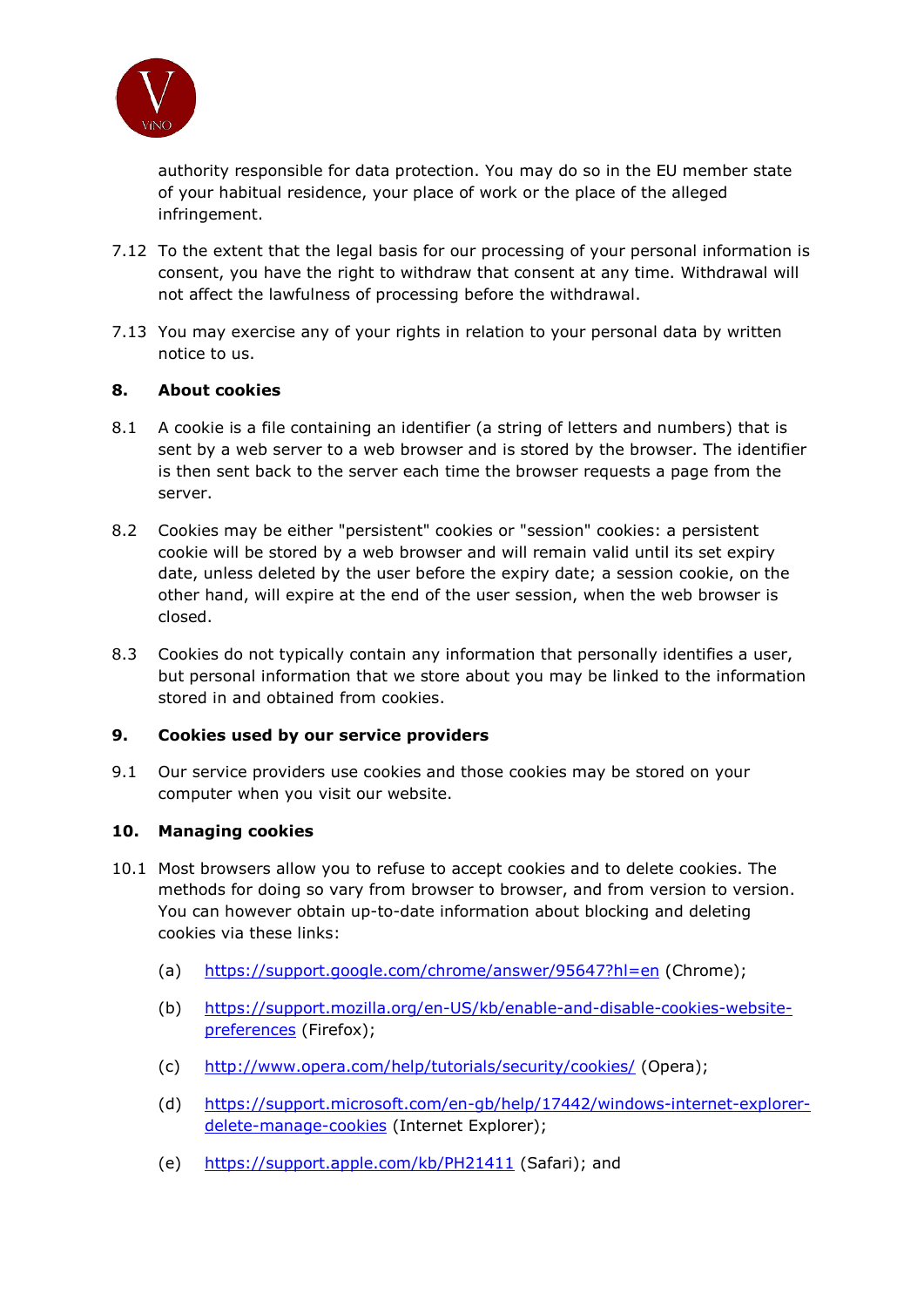authority responsible for data protection. You may do so in the EU member state of your habitual residence, your place of work or the place of the alleged infringement.

7.12 To the extent that the legal basis for our processing of your personal information is consent, you have the right to withdraw that consent at any time. Withdrawal will not affect the lawfulness of processing before the withdrawal.

7.13 You may exercise any of your rights in relation to your personal data by written notice to us.

## 8. About cookies

8.1 A cookie is a file containing an identifier (a string of letters and numbers) that is sent by a web server to a web browser and is stored by the browser. The identifier is then sent back to the server each time the browser requests a page from the server.

8.2 Cookies may be either "persistent" cookies or "session" cookies: a persistent cookie will be stored by a web browser and will remain valid until its set expiry date, unless deleted by the user before the expiry date; a session cookie, on the other hand, will expire at the end of the user session, when the web browser is closed.

8.3 Cookies do not typically contain any information that personally identifies a user, but personal information that we store about you may be linked to the information stored in and obtained from cookies.

## 9. Cookies used by our service providers

9.1 Our service providers use cookies and those cookies may be stored on your computer when you visit our website.

## 10. Managing cookies

10.1 Most browsers allow you to refuse to accept cookies and to delete cookies. The methods for doing so vary from browser to browser, and from version to version. You can however obtain up-to-date information about blocking and deleting cookies via these links:

(a) https://support.google.com/chrome/answer/95647?hl=en (Chrome);

(b) https://support.mozilla.org/en-US/kb/enable-and-disable-cookies-website-preferences (Firefox);

(c) http://www.opera.com/help/tutorials/security/cookies/ (Opera);

(d) https://support.microsoft.com/en-gb/help/17442/windows-internet-explorer-delete-manage-cookies (Internet Explorer);

(e) https://support.apple.com/kb/PH21411 (Safari); and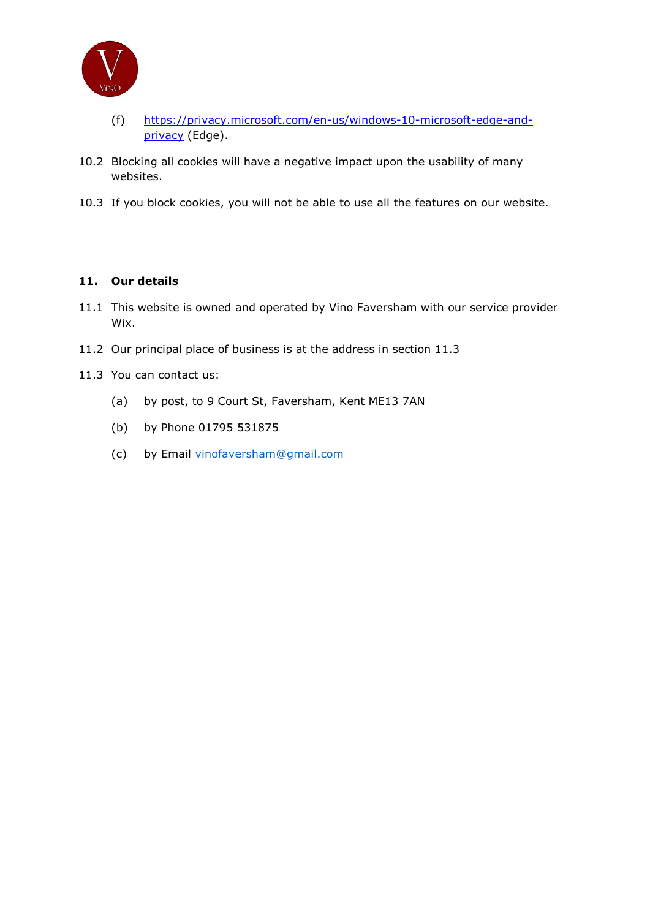(f) [https://privacy.microsoft.com/en-us/windows-10-microsoft-edge-and-privacy](https://privacy.microsoft.com/en-us/windows-10-microsoft-edge-and-privacy) (Edge).

10.2 Blocking all cookies will have a negative impact upon the usability of many websites.

10.3 If you block cookies, you will not be able to use all the features on our website.

## 11. Our details

11.1 This website is owned and operated by Vino Faversham with our service provider Wix.

11.2 Our principal place of business is at the address in section 11.3

11.3 You can contact us:

(a) by post, to 9 Court St, Faversham, Kent ME13 7AN

(b) by Phone 01795 531875

(c) by Email [vinofaversham@gmail.com](mailto:vinofaversham@gmail.com)